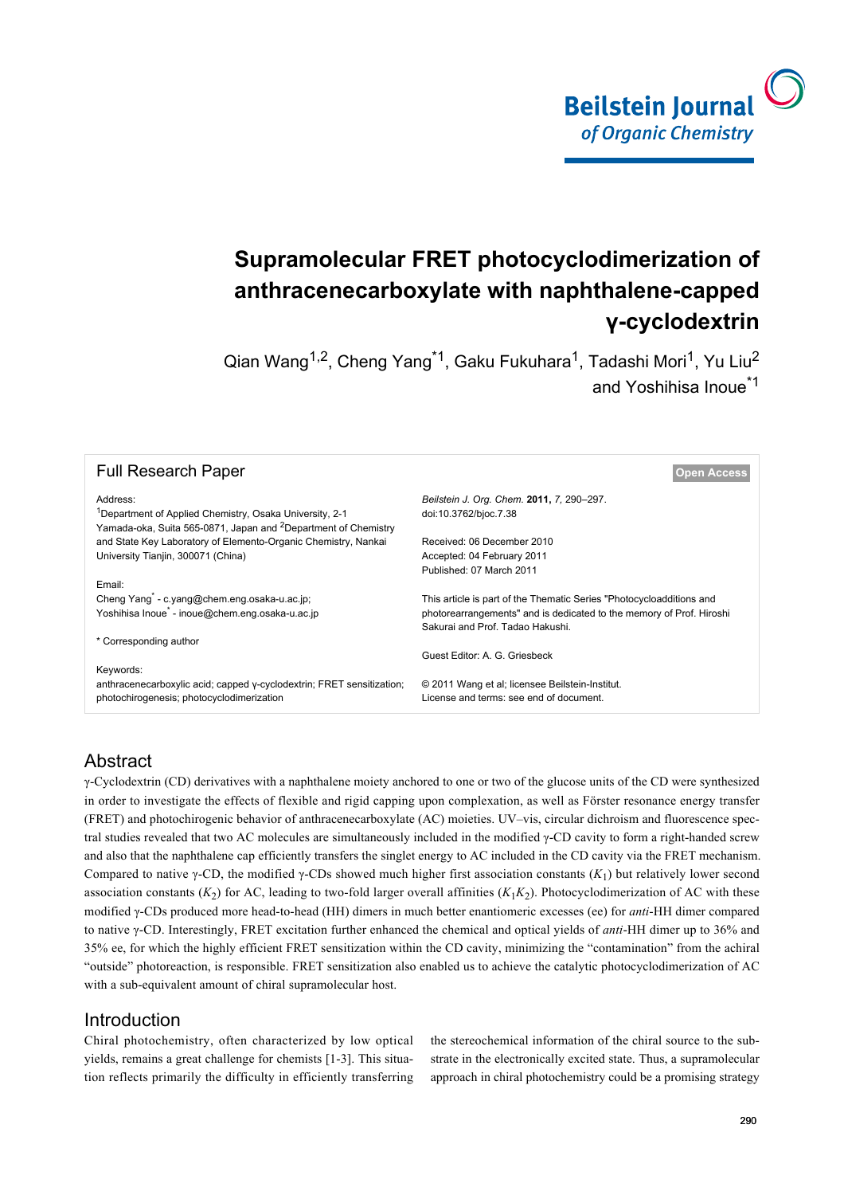# Supramolecular FRET photocyclodimerization of anthracenecarboxylate with naphthalene-capped γ-cyclodextrin

Qian Wang[1,2], Cheng Yang[*1], Gaku Fukuhara[1], Tadashi Mori[1], Yu Liu[2] and Yoshihisa Inoue[*1]

**Full Research Paper** — Open Access

Address:
[1]Department of Applied Chemistry, Osaka University, 2-1 Yamada-oka, Suita 565-0871, Japan and [2]Department of Chemistry and State Key Laboratory of Elemento-Organic Chemistry, Nankai University Tianjin, 300071 (China)

Email:
Cheng Yang[*] - c.yang@chem.eng.osaka-u.ac.jp;
Yoshihisa Inoue[*] - inoue@chem.eng.osaka-u.ac.jp

* Corresponding author

Keywords:
anthracenecarboxylic acid; capped γ-cyclodextrin; FRET sensitization; photochirogenesis; photocyclodimerization

*Beilstein J. Org. Chem.* **2011,** *7,* 290–297.
doi:10.3762/bjoc.7.38

Received: 06 December 2010
Accepted: 04 February 2011
Published: 07 March 2011

This article is part of the Thematic Series "Photocycloadditions and photorearrangements" and is dedicated to the memory of Prof. Hiroshi Sakurai and Prof. Tadao Hakushi.

Guest Editor: A. G. Griesbeck

© 2011 Wang et al; licensee Beilstein-Institut.
License and terms: see end of document.

## Abstract

γ-Cyclodextrin (CD) derivatives with a naphthalene moiety anchored to one or two of the glucose units of the CD were synthesized in order to investigate the effects of flexible and rigid capping upon complexation, as well as Förster resonance energy transfer (FRET) and photochirogenic behavior of anthracenecarboxylate (AC) moieties. UV–vis, circular dichroism and fluorescence spectral studies revealed that two AC molecules are simultaneously included in the modified γ-CD cavity to form a right-handed screw and also that the naphthalene cap efficiently transfers the singlet energy to AC included in the CD cavity via the FRET mechanism. Compared to native γ-CD, the modified γ-CDs showed much higher first association constants ($K_1$) but relatively lower second association constants ($K_2$) for AC, leading to two-fold larger overall affinities ($K_1K_2$). Photocyclodimerization of AC with these modified γ-CDs produced more head-to-head (HH) dimers in much better enantiomeric excesses (ee) for *anti*-HH dimer compared to native γ-CD. Interestingly, FRET excitation further enhanced the chemical and optical yields of *anti*-HH dimer up to 36% and 35% ee, for which the highly efficient FRET sensitization within the CD cavity, minimizing the "contamination" from the achiral "outside" photoreaction, is responsible. FRET sensitization also enabled us to achieve the catalytic photocyclodimerization of AC with a sub-equivalent amount of chiral supramolecular host.

## Introduction

Chiral photochemistry, often characterized by low optical yields, remains a great challenge for chemists [1-3]. This situation reflects primarily the difficulty in efficiently transferring the stereochemical information of the chiral source to the substrate in the electronically excited state. Thus, a supramolecular approach in chiral photochemistry could be a promising strategy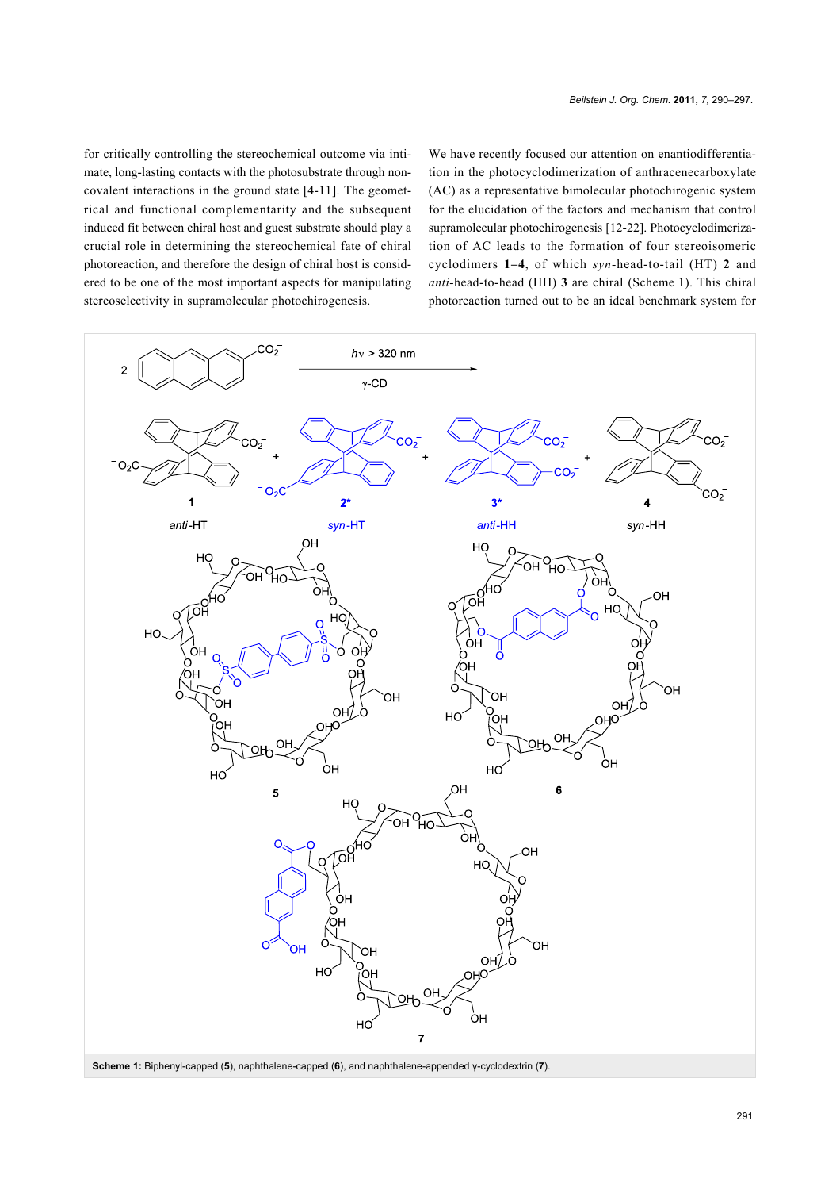for critically controlling the stereochemical outcome via intimate, long-lasting contacts with the photosubstrate through non-covalent interactions in the ground state [4-11]. The geometrical and functional complementarity and the subsequent induced fit between chiral host and guest substrate should play a crucial role in determining the stereochemical fate of chiral photoreaction, and therefore the design of chiral host is considered to be one of the most important aspects for manipulating stereoselectivity in supramolecular photochirogenesis.

We have recently focused our attention on enantiodifferentiation in the photocyclodimerization of anthracenecarboxylate (AC) as a representative bimolecular photochirogenic system for the elucidation of the factors and mechanism that control supramolecular photochirogenesis [12-22]. Photocyclodimerization of AC leads to the formation of four stereoisomeric cyclodimers **1–4**, of which *syn*-head-to-tail (HT) **2** and *anti*-head-to-head (HH) **3** are chiral (Scheme 1). This chiral photoreaction turned out to be an ideal benchmark system for

**Scheme 1:** Biphenyl-capped (**5**), naphthalene-capped (**6**), and naphthalene-appended γ-cyclodextrin (**7**).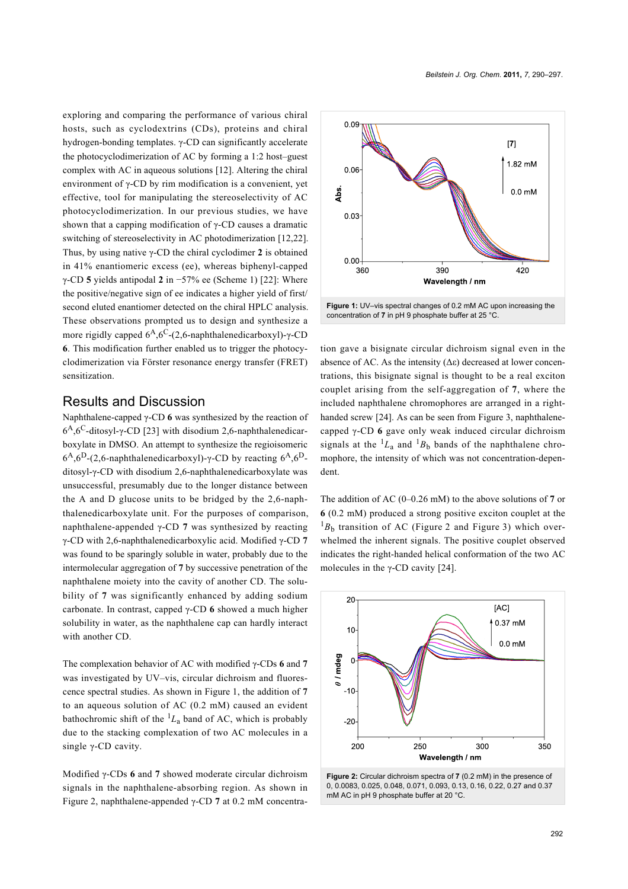exploring and comparing the performance of various chiral hosts, such as cyclodextrins (CDs), proteins and chiral hydrogen-bonding templates. γ-CD can significantly accelerate the photocyclodimerization of AC by forming a 1:2 host–guest complex with AC in aqueous solutions [12]. Altering the chiral environment of γ-CD by rim modification is a convenient, yet effective, tool for manipulating the stereoselectivity of AC photocyclodimerization. In our previous studies, we have shown that a capping modification of γ-CD causes a dramatic switching of stereoselectivity in AC photodimerization [12,22]. Thus, by using native γ-CD the chiral cyclodimer **2** is obtained in 41% enantiomeric excess (ee), whereas biphenyl-capped γ-CD **5** yields antipodal **2** in −57% ee (Scheme 1) [22]: Where the positive/negative sign of ee indicates a higher yield of first/second eluted enantiomer detected on the chiral HPLC analysis. These observations prompted us to design and synthesize a more rigidly capped $6^A,6^C$-(2,6-naphthalenedicarboxyl)-γ-CD **6**. This modification further enabled us to trigger the photocyclodimerization via Förster resonance energy transfer (FRET) sensitization.

## Results and Discussion

Naphthalene-capped γ-CD **6** was synthesized by the reaction of $6^A,6^C$-ditosyl-γ-CD [23] with disodium 2,6-naphthalenedicarboxylate in DMSO. An attempt to synthesize the regioisomeric $6^A,6^D$-(2,6-naphthalenedicarboxyl)-γ-CD by reacting $6^A,6^D$-ditosyl-γ-CD with disodium 2,6-naphthalenedicarboxylate was unsuccessful, presumably due to the longer distance between the A and D glucose units to be bridged by the 2,6-naphthalenedicarboxylate unit. For the purposes of comparison, naphthalene-appended γ-CD **7** was synthesized by reacting γ-CD with 2,6-naphthalenedicarboxylic acid. Modified γ-CD **7** was found to be sparingly soluble in water, probably due to the intermolecular aggregation of **7** by successive penetration of the naphthalene moiety into the cavity of another CD. The solubility of **7** was significantly enhanced by adding sodium carbonate. In contrast, capped γ-CD **6** showed a much higher solubility in water, as the naphthalene cap can hardly interact with another CD.

The complexation behavior of AC with modified γ-CDs **6** and **7** was investigated by UV–vis, circular dichroism and fluorescence spectral studies. As shown in Figure 1, the addition of **7** to an aqueous solution of AC (0.2 mM) caused an evident bathochromic shift of the $^1L_a$ band of AC, which is probably due to the stacking complexation of two AC molecules in a single γ-CD cavity.

Modified γ-CDs **6** and **7** showed moderate circular dichroism signals in the naphthalene-absorbing region. As shown in Figure 2, naphthalene-appended γ-CD **7** at 0.2 mM concentration gave a bisignate circular dichroism signal even in the absence of AC. As the intensity (Δε) decreased at lower concentrations, this bisignate signal is thought to be a real exciton couplet arising from the self-aggregation of **7**, where the included naphthalene chromophores are arranged in a right-handed screw [24]. As can be seen from Figure 3, naphthalene-capped γ-CD **6** gave only weak induced circular dichroism signals at the $^1L_a$ and $^1B_b$ bands of the naphthalene chromophore, the intensity of which was not concentration-dependent.

The addition of AC (0–0.26 mM) to the above solutions of **7** or **6** (0.2 mM) produced a strong positive exciton couplet at the $^1B_b$ transition of AC (Figure 2 and Figure 3) which overwhelmed the inherent signals. The positive couplet observed indicates the right-handed helical conformation of the two AC molecules in the γ-CD cavity [24].

**Figure 1:** UV–vis spectral changes of 0.2 mM AC upon increasing the concentration of **7** in pH 9 phosphate buffer at 25 °C.

**Figure 2:** Circular dichroism spectra of **7** (0.2 mM) in the presence of 0, 0.0083, 0.025, 0.048, 0.071, 0.093, 0.13, 0.16, 0.22, 0.27 and 0.37 mM AC in pH 9 phosphate buffer at 20 °C.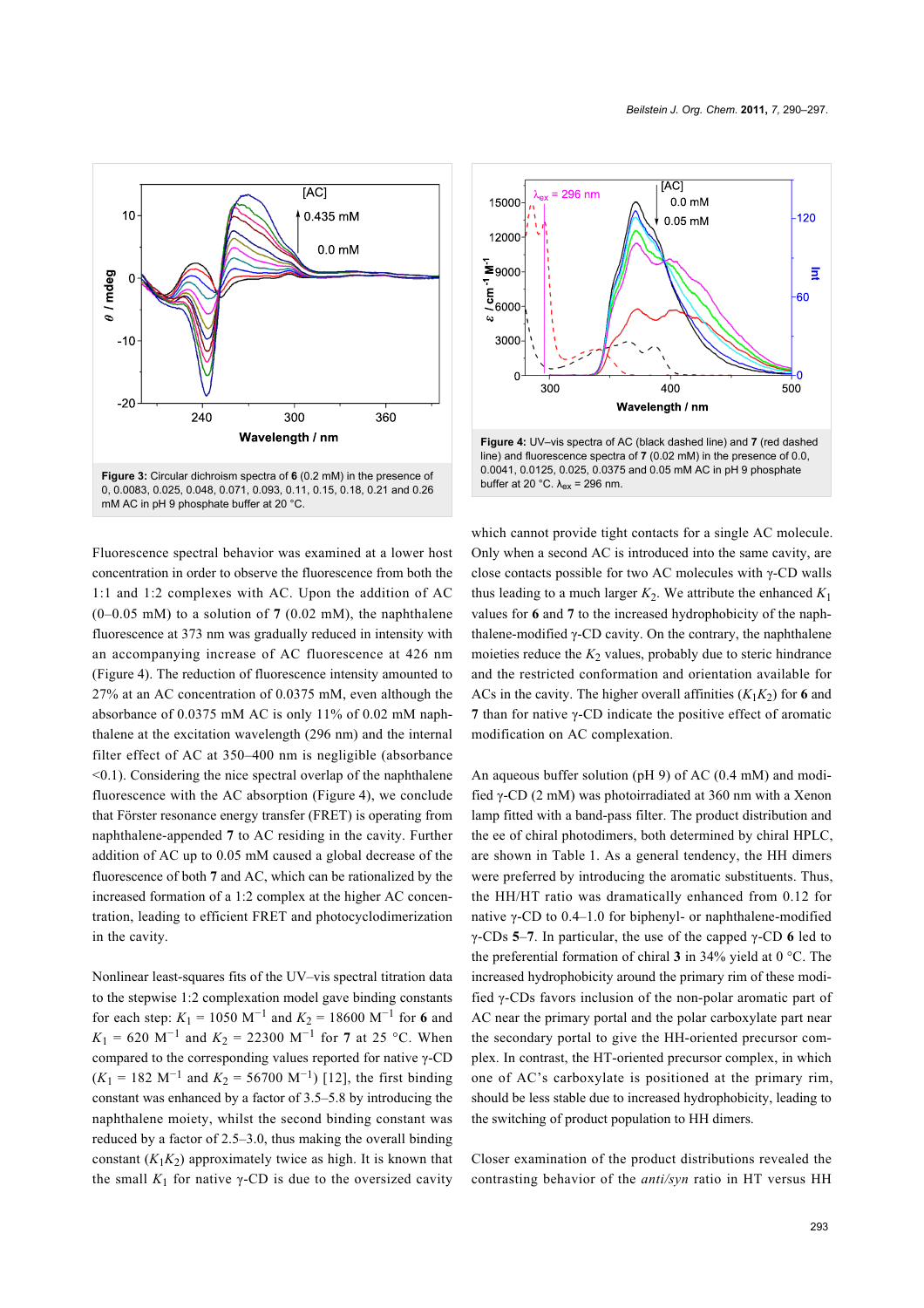Figure 3: Circular dichroism spectra of **6** (0.2 mM) in the presence of 0, 0.0083, 0.025, 0.048, 0.071, 0.093, 0.11, 0.15, 0.18, 0.21 and 0.26 mM AC in pH 9 phosphate buffer at 20 °C.

Figure 4: UV–vis spectra of AC (black dashed line) and **7** (red dashed line) and fluorescence spectra of **7** (0.02 mM) in the presence of 0.0, 0.0041, 0.0125, 0.025, 0.0375 and 0.05 mM AC in pH 9 phosphate buffer at 20 °C. $\lambda_{ex}$ = 296 nm.

Fluorescence spectral behavior was examined at a lower host concentration in order to observe the fluorescence from both the 1:1 and 1:2 complexes with AC. Upon the addition of AC (0–0.05 mM) to a solution of **7** (0.02 mM), the naphthalene fluorescence at 373 nm was gradually reduced in intensity with an accompanying increase of AC fluorescence at 426 nm (Figure 4). The reduction of fluorescence intensity amounted to 27% at an AC concentration of 0.0375 mM, even although the absorbance of 0.0375 mM AC is only 11% of 0.02 mM naphthalene at the excitation wavelength (296 nm) and the internal filter effect of AC at 350–400 nm is negligible (absorbance <0.1). Considering the nice spectral overlap of the naphthalene fluorescence with the AC absorption (Figure 4), we conclude that Förster resonance energy transfer (FRET) is operating from naphthalene-appended **7** to AC residing in the cavity. Further addition of AC up to 0.05 mM caused a global decrease of the fluorescence of both **7** and AC, which can be rationalized by the increased formation of a 1:2 complex at the higher AC concentration, leading to efficient FRET and photocyclodimerization in the cavity.

Nonlinear least-squares fits of the UV–vis spectral titration data to the stepwise 1:2 complexation model gave binding constants for each step: $K_1$ = 1050 $M^{-1}$ and $K_2$ = 18600 $M^{-1}$ for **6** and $K_1$ = 620 $M^{-1}$ and $K_2$ = 22300 $M^{-1}$ for **7** at 25 °C. When compared to the corresponding values reported for native γ-CD ($K_1$ = 182 $M^{-1}$ and $K_2$ = 56700 $M^{-1}$) [12], the first binding constant was enhanced by a factor of 3.5–5.8 by introducing the naphthalene moiety, whilst the second binding constant was reduced by a factor of 2.5–3.0, thus making the overall binding constant ($K_1K_2$) approximately twice as high. It is known that the small $K_1$ for native γ-CD is due to the oversized cavity which cannot provide tight contacts for a single AC molecule. Only when a second AC is introduced into the same cavity, are close contacts possible for two AC molecules with γ-CD walls thus leading to a much larger $K_2$. We attribute the enhanced $K_1$ values for **6** and **7** to the increased hydrophobicity of the naphthalene-modified γ-CD cavity. On the contrary, the naphthalene moieties reduce the $K_2$ values, probably due to steric hindrance and the restricted conformation and orientation available for ACs in the cavity. The higher overall affinities ($K_1K_2$) for **6** and **7** than for native γ-CD indicate the positive effect of aromatic modification on AC complexation.

An aqueous buffer solution (pH 9) of AC (0.4 mM) and modified γ-CD (2 mM) was photoirradiated at 360 nm with a Xenon lamp fitted with a band-pass filter. The product distribution and the ee of chiral photodimers, both determined by chiral HPLC, are shown in Table 1. As a general tendency, the HH dimers were preferred by introducing the aromatic substituents. Thus, the HH/HT ratio was dramatically enhanced from 0.12 for native γ-CD to 0.4–1.0 for biphenyl- or naphthalene-modified γ-CDs **5**–**7**. In particular, the use of the capped γ-CD **6** led to the preferential formation of chiral **3** in 34% yield at 0 °C. The increased hydrophobicity around the primary rim of these modified γ-CDs favors inclusion of the non-polar aromatic part of AC near the primary portal and the polar carboxylate part near the secondary portal to give the HH-oriented precursor complex. In contrast, the HT-oriented precursor complex, in which one of AC's carboxylate is positioned at the primary rim, should be less stable due to increased hydrophobicity, leading to the switching of product population to HH dimers.

Closer examination of the product distributions revealed the contrasting behavior of the *anti/syn* ratio in HT versus HH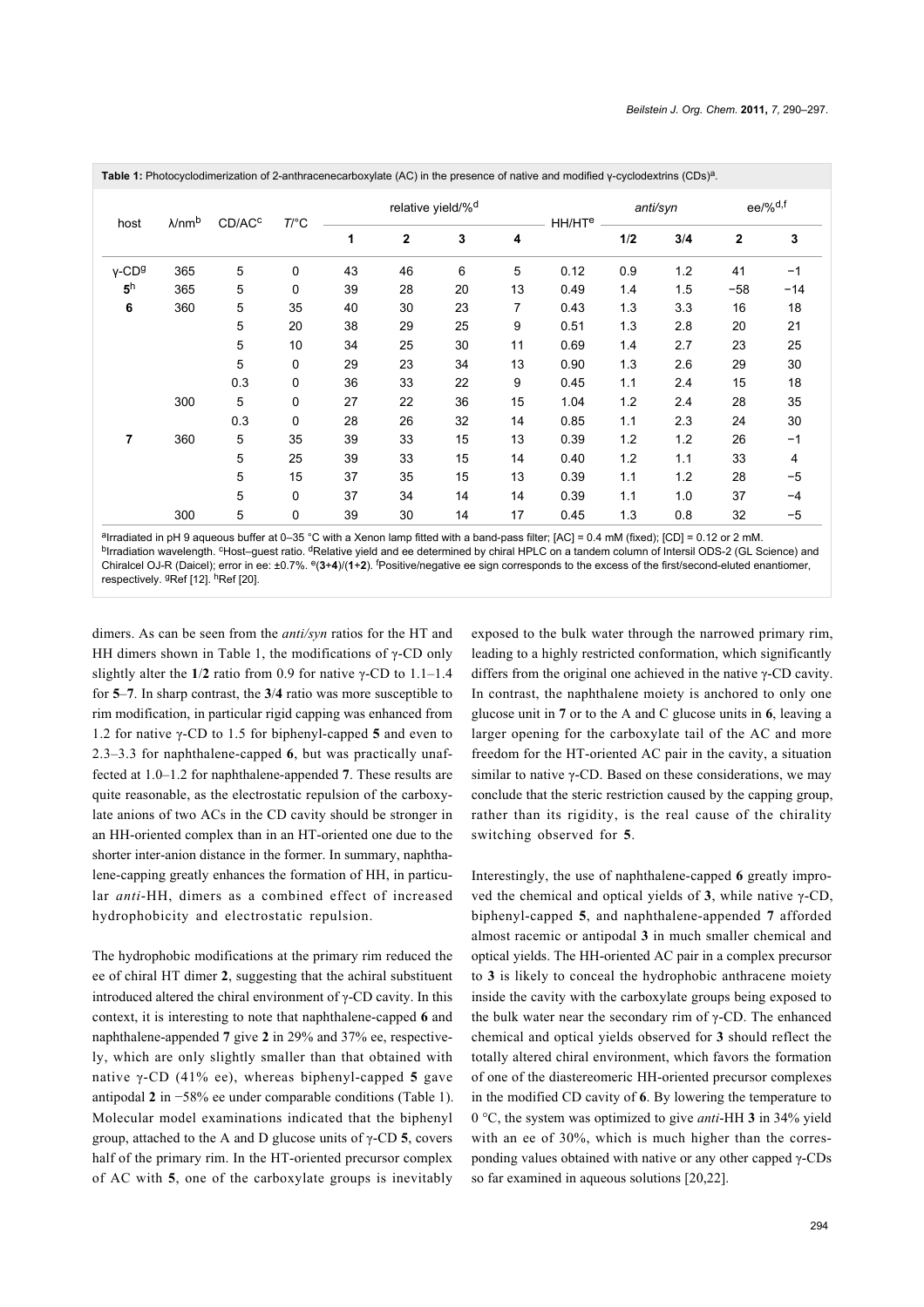**Table 1:** Photocyclodimerization of 2-anthracenecarboxylate (AC) in the presence of native and modified γ-cyclodextrins (CDs)[a].

| host | λ/nm[b] | CD/AC[c] | T/°C | relative yield/%[d] | | | | HH/HT[e] | *anti/syn* | | ee/%[d,f] | |
|---|---|---|---|---|---|---|---|---|---|---|---|---|
| | | | | 1 | 2 | 3 | 4 | | 1/2 | 3/4 | 2 | 3 |
| γ-CD[g] | 365 | 5 | 0 | 43 | 46 | 6 | 5 | 0.12 | 0.9 | 1.2 | 41 | −1 |
| **5**[h] | 365 | 5 | 0 | 39 | 28 | 20 | 13 | 0.49 | 1.4 | 1.5 | −58 | −14 |
| **6** | 360 | 5 | 35 | 40 | 30 | 23 | 7 | 0.43 | 1.3 | 3.3 | 16 | 18 |
| | | 5 | 20 | 38 | 29 | 25 | 9 | 0.51 | 1.3 | 2.8 | 20 | 21 |
| | | 5 | 10 | 34 | 25 | 30 | 11 | 0.69 | 1.4 | 2.7 | 23 | 25 |
| | | 5 | 0 | 29 | 23 | 34 | 13 | 0.90 | 1.3 | 2.6 | 29 | 30 |
| | | 0.3 | 0 | 36 | 33 | 22 | 9 | 0.45 | 1.1 | 2.4 | 15 | 18 |
| | 300 | 5 | 0 | 27 | 22 | 36 | 15 | 1.04 | 1.2 | 2.4 | 28 | 35 |
| | | 0.3 | 0 | 28 | 26 | 32 | 14 | 0.85 | 1.1 | 2.3 | 24 | 30 |
| **7** | 360 | 5 | 35 | 39 | 33 | 15 | 13 | 0.39 | 1.2 | 1.2 | 26 | −1 |
| | | 5 | 25 | 39 | 33 | 15 | 14 | 0.40 | 1.2 | 1.1 | 33 | 4 |
| | | 5 | 15 | 37 | 35 | 15 | 13 | 0.39 | 1.1 | 1.2 | 28 | −5 |
| | | 5 | 0 | 37 | 34 | 14 | 14 | 0.39 | 1.1 | 1.0 | 37 | −4 |
| | 300 | 5 | 0 | 39 | 30 | 14 | 17 | 0.45 | 1.3 | 0.8 | 32 | −5 |

[a]Irradiated in pH 9 aqueous buffer at 0–35 °C with a Xenon lamp fitted with a band-pass filter; [AC] = 0.4 mM (fixed); [CD] = 0.12 or 2 mM. [b]Irradiation wavelength. [c]Host–guest ratio. [d]Relative yield and ee determined by chiral HPLC on a tandem column of Intersil ODS-2 (GL Science) and Chiralcel OJ-R (Daicel); error in ee: ±0.7%. [e](**3**+**4**)/(**1**+**2**). [f]Positive/negative ee sign corresponds to the excess of the first/second-eluted enantiomer, respectively. [g]Ref [12]. [h]Ref [20].

dimers. As can be seen from the *anti/syn* ratios for the HT and HH dimers shown in Table 1, the modifications of γ-CD only slightly alter the **1**/**2** ratio from 0.9 for native γ-CD to 1.1–1.4 for **5**–**7**. In sharp contrast, the **3**/**4** ratio was more susceptible to rim modification, in particular rigid capping was enhanced from 1.2 for native γ-CD to 1.5 for biphenyl-capped **5** and even to 2.3–3.3 for naphthalene-capped **6**, but was practically unaffected at 1.0–1.2 for naphthalene-appended **7**. These results are quite reasonable, as the electrostatic repulsion of the carboxylate anions of two ACs in the CD cavity should be stronger in an HH-oriented complex than in an HT-oriented one due to the shorter inter-anion distance in the former. In summary, naphthalene-capping greatly enhances the formation of HH, in particular *anti*-HH, dimers as a combined effect of increased hydrophobicity and electrostatic repulsion.

The hydrophobic modifications at the primary rim reduced the ee of chiral HT dimer **2**, suggesting that the achiral substituent introduced altered the chiral environment of γ-CD cavity. In this context, it is interesting to note that naphthalene-capped **6** and naphthalene-appended **7** give **2** in 29% and 37% ee, respectively, which are only slightly smaller than that obtained with native γ-CD (41% ee), whereas biphenyl-capped **5** gave antipodal **2** in −58% ee under comparable conditions (Table 1). Molecular model examinations indicated that the biphenyl group, attached to the A and D glucose units of γ-CD **5**, covers half of the primary rim. In the HT-oriented precursor complex of AC with **5**, one of the carboxylate groups is inevitably exposed to the bulk water through the narrowed primary rim, leading to a highly restricted conformation, which significantly differs from the original one achieved in the native γ-CD cavity. In contrast, the naphthalene moiety is anchored to only one glucose unit in **7** or to the A and C glucose units in **6**, leaving a larger opening for the carboxylate tail of the AC and more freedom for the HT-oriented AC pair in the cavity, a situation similar to native γ-CD. Based on these considerations, we may conclude that the steric restriction caused by the capping group, rather than its rigidity, is the real cause of the chirality switching observed for **5**.

Interestingly, the use of naphthalene-capped **6** greatly improved the chemical and optical yields of **3**, while native γ-CD, biphenyl-capped **5**, and naphthalene-appended **7** afforded almost racemic or antipodal **3** in much smaller chemical and optical yields. The HH-oriented AC pair in a complex precursor to **3** is likely to conceal the hydrophobic anthracene moiety inside the cavity with the carboxylate groups being exposed to the bulk water near the secondary rim of γ-CD. The enhanced chemical and optical yields observed for **3** should reflect the totally altered chiral environment, which favors the formation of one of the diastereomeric HH-oriented precursor complexes in the modified CD cavity of **6**. By lowering the temperature to 0 °C, the system was optimized to give *anti*-HH **3** in 34% yield with an ee of 30%, which is much higher than the corresponding values obtained with native or any other capped γ-CDs so far examined in aqueous solutions [20,22].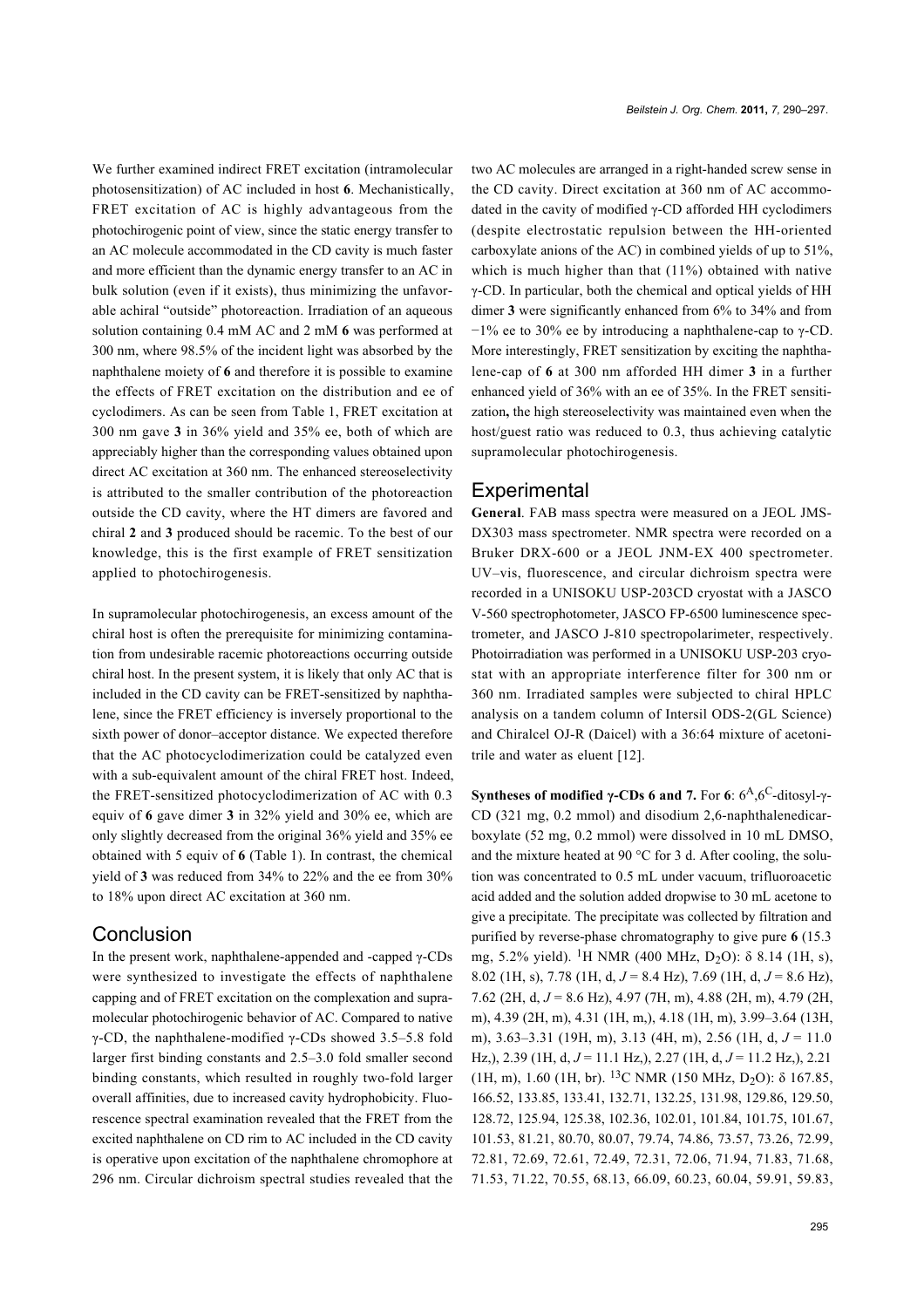We further examined indirect FRET excitation (intramolecular photosensitization) of AC included in host **6**. Mechanistically, FRET excitation of AC is highly advantageous from the photochirogenic point of view, since the static energy transfer to an AC molecule accommodated in the CD cavity is much faster and more efficient than the dynamic energy transfer to an AC in bulk solution (even if it exists), thus minimizing the unfavorable achiral "outside" photoreaction. Irradiation of an aqueous solution containing 0.4 mM AC and 2 mM **6** was performed at 300 nm, where 98.5% of the incident light was absorbed by the naphthalene moiety of **6** and therefore it is possible to examine the effects of FRET excitation on the distribution and ee of cyclodimers. As can be seen from Table 1, FRET excitation at 300 nm gave **3** in 36% yield and 35% ee, both of which are appreciably higher than the corresponding values obtained upon direct AC excitation at 360 nm. The enhanced stereoselectivity is attributed to the smaller contribution of the photoreaction outside the CD cavity, where the HT dimers are favored and chiral **2** and **3** produced should be racemic. To the best of our knowledge, this is the first example of FRET sensitization applied to photochirogenesis.

In supramolecular photochirogenesis, an excess amount of the chiral host is often the prerequisite for minimizing contamination from undesirable racemic photoreactions occurring outside chiral host. In the present system, it is likely that only AC that is included in the CD cavity can be FRET-sensitized by naphthalene, since the FRET efficiency is inversely proportional to the sixth power of donor–acceptor distance. We expected therefore that the AC photocyclodimerization could be catalyzed even with a sub-equivalent amount of the chiral FRET host. Indeed, the FRET-sensitized photocyclodimerization of AC with 0.3 equiv of **6** gave dimer **3** in 32% yield and 30% ee, which are only slightly decreased from the original 36% yield and 35% ee obtained with 5 equiv of **6** (Table 1). In contrast, the chemical yield of **3** was reduced from 34% to 22% and the ee from 30% to 18% upon direct AC excitation at 360 nm.

## Conclusion

In the present work, naphthalene-appended and -capped γ-CDs were synthesized to investigate the effects of naphthalene capping and of FRET excitation on the complexation and supramolecular photochirogenic behavior of AC. Compared to native γ-CD, the naphthalene-modified γ-CDs showed 3.5–5.8 fold larger first binding constants and 2.5–3.0 fold smaller second binding constants, which resulted in roughly two-fold larger overall affinities, due to increased cavity hydrophobicity. Fluorescence spectral examination revealed that the FRET from the excited naphthalene on CD rim to AC included in the CD cavity is operative upon excitation of the naphthalene chromophore at 296 nm. Circular dichroism spectral studies revealed that the two AC molecules are arranged in a right-handed screw sense in the CD cavity. Direct excitation at 360 nm of AC accommodated in the cavity of modified γ-CD afforded HH cyclodimers (despite electrostatic repulsion between the HH-oriented carboxylate anions of the AC) in combined yields of up to 51%, which is much higher than that (11%) obtained with native γ-CD. In particular, both the chemical and optical yields of HH dimer **3** were significantly enhanced from 6% to 34% and from −1% ee to 30% ee by introducing a naphthalene-cap to γ-CD. More interestingly, FRET sensitization by exciting the naphthalene-cap of **6** at 300 nm afforded HH dimer **3** in a further enhanced yield of 36% with an ee of 35%. In the FRET sensitization**,** the high stereoselectivity was maintained even when the host/guest ratio was reduced to 0.3, thus achieving catalytic supramolecular photochirogenesis.

## Experimental

**General**. FAB mass spectra were measured on a JEOL JMS-DX303 mass spectrometer. NMR spectra were recorded on a Bruker DRX-600 or a JEOL JNM-EX 400 spectrometer. UV–vis, fluorescence, and circular dichroism spectra were recorded in a UNISOKU USP-203CD cryostat with a JASCO V-560 spectrophotometer, JASCO FP-6500 luminescence spectrometer, and JASCO J-810 spectropolarimeter, respectively. Photoirradiation was performed in a UNISOKU USP-203 cryostat with an appropriate interference filter for 300 nm or 360 nm. Irradiated samples were subjected to chiral HPLC analysis on a tandem column of Intersil ODS-2(GL Science) and Chiralcel OJ-R (Daicel) with a 36:64 mixture of acetonitrile and water as eluent [12].

**Syntheses of modified γ-CDs 6 and 7.** For **6**: $6^A$,$6^C$-ditosyl-γ-CD (321 mg, 0.2 mmol) and disodium 2,6-naphthalenedicarboxylate (52 mg, 0.2 mmol) were dissolved in 10 mL DMSO, and the mixture heated at 90 °C for 3 d. After cooling, the solution was concentrated to 0.5 mL under vacuum, trifluoroacetic acid added and the solution added dropwise to 30 mL acetone to give a precipitate. The precipitate was collected by filtration and purified by reverse-phase chromatography to give pure **6** (15.3 mg, 5.2% yield). $^1$H NMR (400 MHz, $D_2O$): δ 8.14 (1H, s), 8.02 (1H, s), 7.78 (1H, d, *J* = 8.4 Hz), 7.69 (1H, d, *J* = 8.6 Hz), 7.62 (2H, d, *J* = 8.6 Hz), 4.97 (7H, m), 4.88 (2H, m), 4.79 (2H, m), 4.39 (2H, m), 4.31 (1H, m,), 4.18 (1H, m), 3.99–3.64 (13H, m), 3.63–3.31 (19H, m), 3.13 (4H, m), 2.56 (1H, d, *J* = 11.0 Hz,), 2.39 (1H, d, *J* = 11.1 Hz,), 2.27 (1H, d, *J* = 11.2 Hz,), 2.21 (1H, m), 1.60 (1H, br). $^{13}$C NMR (150 MHz, $D_2O$): δ 167.85, 166.52, 133.85, 133.41, 132.71, 132.25, 131.98, 129.86, 129.50, 128.72, 125.94, 125.38, 102.36, 102.01, 101.84, 101.75, 101.67, 101.53, 81.21, 80.70, 80.07, 79.74, 74.86, 73.57, 73.26, 72.99, 72.81, 72.69, 72.61, 72.49, 72.31, 72.06, 71.94, 71.83, 71.68, 71.53, 71.22, 70.55, 68.13, 66.09, 60.23, 60.04, 59.91, 59.83,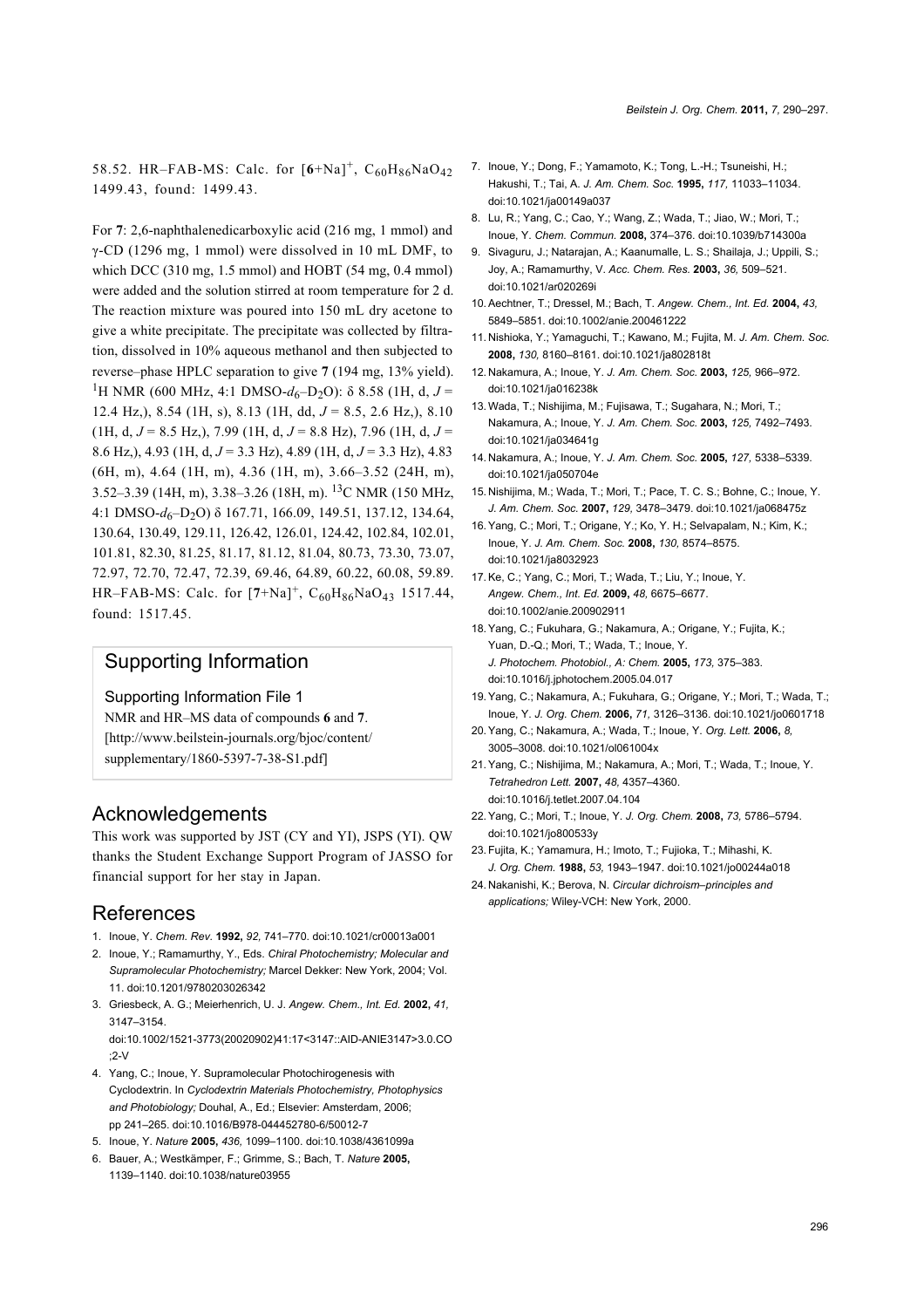58.52. HR–FAB-MS: Calc. for $[\mathbf{6}+\text{Na}]^+$, $C_{60}H_{86}NaO_{42}$ 1499.43, found: 1499.43.

For **7**: 2,6-naphthalenedicarboxylic acid (216 mg, 1 mmol) and γ-CD (1296 mg, 1 mmol) were dissolved in 10 mL DMF, to which DCC (310 mg, 1.5 mmol) and HOBT (54 mg, 0.4 mmol) were added and the solution stirred at room temperature for 2 d. The reaction mixture was poured into 150 mL dry acetone to give a white precipitate. The precipitate was collected by filtration, dissolved in 10% aqueous methanol and then subjected to reverse–phase HPLC separation to give **7** (194 mg, 13% yield). $^1$H NMR (600 MHz, 4:1 DMSO-$d_6$–$D_2O$): δ 8.58 (1H, d, $J$ = 12.4 Hz,), 8.54 (1H, s), 8.13 (1H, dd, $J$ = 8.5, 2.6 Hz,), 8.10 (1H, d, $J$ = 8.5 Hz,), 7.99 (1H, d, $J$ = 8.8 Hz), 7.96 (1H, d, $J$ = 8.6 Hz,), 4.93 (1H, d, $J$ = 3.3 Hz), 4.89 (1H, d, $J$ = 3.3 Hz), 4.83 (6H, m), 4.64 (1H, m), 4.36 (1H, m), 3.66–3.52 (24H, m), 3.52–3.39 (14H, m), 3.38–3.26 (18H, m). $^{13}$C NMR (150 MHz, 4:1 DMSO-$d_6$–$D_2O$) δ 167.71, 166.09, 149.51, 137.12, 134.64, 130.64, 130.49, 129.11, 126.42, 126.01, 124.42, 102.84, 102.01, 101.81, 82.30, 81.25, 81.17, 81.12, 81.04, 80.73, 73.30, 73.07, 72.97, 72.70, 72.47, 72.39, 69.46, 64.89, 60.22, 60.08, 59.89. HR–FAB-MS: Calc. for $[\mathbf{7}+\text{Na}]^+$, $C_{60}H_{86}NaO_{43}$ 1517.44, found: 1517.45.

## Supporting Information

Supporting Information File 1
NMR and HR–MS data of compounds **6** and **7**.
[http://www.beilstein-journals.org/bjoc/content/supplementary/1860-5397-7-38-S1.pdf]

## Acknowledgements

This work was supported by JST (CY and YI), JSPS (YI). QW thanks the Student Exchange Support Program of JASSO for financial support for her stay in Japan.

## References

1. Inoue, Y. *Chem. Rev.* **1992,** *92,* 741–770. doi:10.1021/cr00013a001
2. Inoue, Y.; Ramamurthy, Y., Eds. *Chiral Photochemistry; Molecular and Supramolecular Photochemistry;* Marcel Dekker: New York, 2004; Vol. 11. doi:10.1201/9780203026342
3. Griesbeck, A. G.; Meierhenrich, U. J. *Angew. Chem., Int. Ed.* **2002,** *41,* 3147–3154. doi:10.1002/1521-3773(20020902)41:17<3147::AID-ANIE3147>3.0.CO;2-V
4. Yang, C.; Inoue, Y. Supramolecular Photochirogenesis with Cyclodextrin. In *Cyclodextrin Materials Photochemistry, Photophysics and Photobiology;* Douhal, A., Ed.; Elsevier: Amsterdam, 2006; pp 241–265. doi:10.1016/B978-044452780-6/50012-7
5. Inoue, Y. *Nature* **2005,** *436,* 1099–1100. doi:10.1038/4361099a
6. Bauer, A.; Westkämper, F.; Grimme, S.; Bach, T. *Nature* **2005,** 1139–1140. doi:10.1038/nature03955
7. Inoue, Y.; Dong, F.; Yamamoto, K.; Tong, L.-H.; Tsuneishi, H.; Hakushi, T.; Tai, A. *J. Am. Chem. Soc.* **1995,** *117,* 11033–11034. doi:10.1021/ja00149a037
8. Lu, R.; Yang, C.; Cao, Y.; Wang, Z.; Wada, T.; Jiao, W.; Mori, T.; Inoue, Y. *Chem. Commun.* **2008,** 374–376. doi:10.1039/b714300a
9. Sivaguru, J.; Natarajan, A.; Kaanumalle, L. S.; Shailaja, J.; Uppili, S.; Joy, A.; Ramamurthy, V. *Acc. Chem. Res.* **2003,** *36,* 509–521. doi:10.1021/ar020269i
10. Aechtner, T.; Dressel, M.; Bach, T. *Angew. Chem., Int. Ed.* **2004,** *43,* 5849–5851. doi:10.1002/anie.200461222
11. Nishioka, Y.; Yamaguchi, T.; Kawano, M.; Fujita, M. *J. Am. Chem. Soc.* **2008,** *130,* 8160–8161. doi:10.1021/ja802818t
12. Nakamura, A.; Inoue, Y. *J. Am. Chem. Soc.* **2003,** *125,* 966–972. doi:10.1021/ja016238k
13. Wada, T.; Nishijima, M.; Fujisawa, T.; Sugahara, N.; Mori, T.; Nakamura, A.; Inoue, Y. *J. Am. Chem. Soc.* **2003,** *125,* 7492–7493. doi:10.1021/ja034641g
14. Nakamura, A.; Inoue, Y. *J. Am. Chem. Soc.* **2005,** *127,* 5338–5339. doi:10.1021/ja050704e
15. Nishijima, M.; Wada, T.; Mori, T.; Pace, T. C. S.; Bohne, C.; Inoue, Y. *J. Am. Chem. Soc.* **2007,** *129,* 3478–3479. doi:10.1021/ja068475z
16. Yang, C.; Mori, T.; Origane, Y.; Ko, Y. H.; Selvapalam, N.; Kim, K.; Inoue, Y. *J. Am. Chem. Soc.* **2008,** *130,* 8574–8575. doi:10.1021/ja8032923
17. Ke, C.; Yang, C.; Mori, T.; Wada, T.; Liu, Y.; Inoue, Y. *Angew. Chem., Int. Ed.* **2009,** *48,* 6675–6677. doi:10.1002/anie.200902911
18. Yang, C.; Fukuhara, G.; Nakamura, A.; Origane, Y.; Fujita, K.; Yuan, D.-Q.; Mori, T.; Wada, T.; Inoue, Y. *J. Photochem. Photobiol., A: Chem.* **2005,** *173,* 375–383. doi:10.1016/j.jphotochem.2005.04.017
19. Yang, C.; Nakamura, A.; Fukuhara, G.; Origane, Y.; Mori, T.; Wada, T.; Inoue, Y. *J. Org. Chem.* **2006,** *71,* 3126–3136. doi:10.1021/jo0601718
20. Yang, C.; Nakamura, A.; Wada, T.; Inoue, Y. *Org. Lett.* **2006,** *8,* 3005–3008. doi:10.1021/ol061004x
21. Yang, C.; Nishijima, M.; Nakamura, A.; Mori, T.; Wada, T.; Inoue, Y. *Tetrahedron Lett.* **2007,** *48,* 4357–4360. doi:10.1016/j.tetlet.2007.04.104
22. Yang, C.; Mori, T.; Inoue, Y. *J. Org. Chem.* **2008,** *73,* 5786–5794. doi:10.1021/jo800533y
23. Fujita, K.; Yamamura, H.; Imoto, T.; Fujioka, T.; Mihashi, K. *J. Org. Chem.* **1988,** *53,* 1943–1947. doi:10.1021/jo00244a018
24. Nakanishi, K.; Berova, N. *Circular dichroism–principles and applications;* Wiley-VCH: New York, 2000.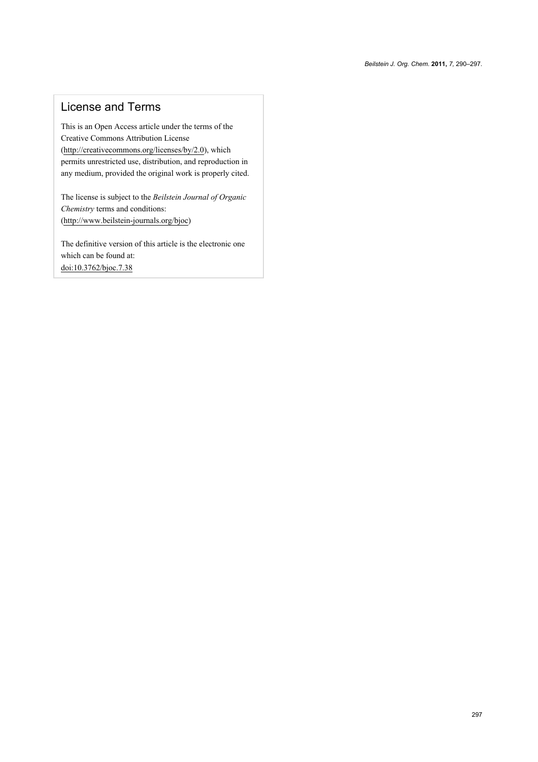## License and Terms

This is an Open Access article under the terms of the Creative Commons Attribution License (http://creativecommons.org/licenses/by/2.0), which permits unrestricted use, distribution, and reproduction in any medium, provided the original work is properly cited.

The license is subject to the *Beilstein Journal of Organic Chemistry* terms and conditions: (http://www.beilstein-journals.org/bjoc)

The definitive version of this article is the electronic one which can be found at:
doi:10.3762/bjoc.7.38